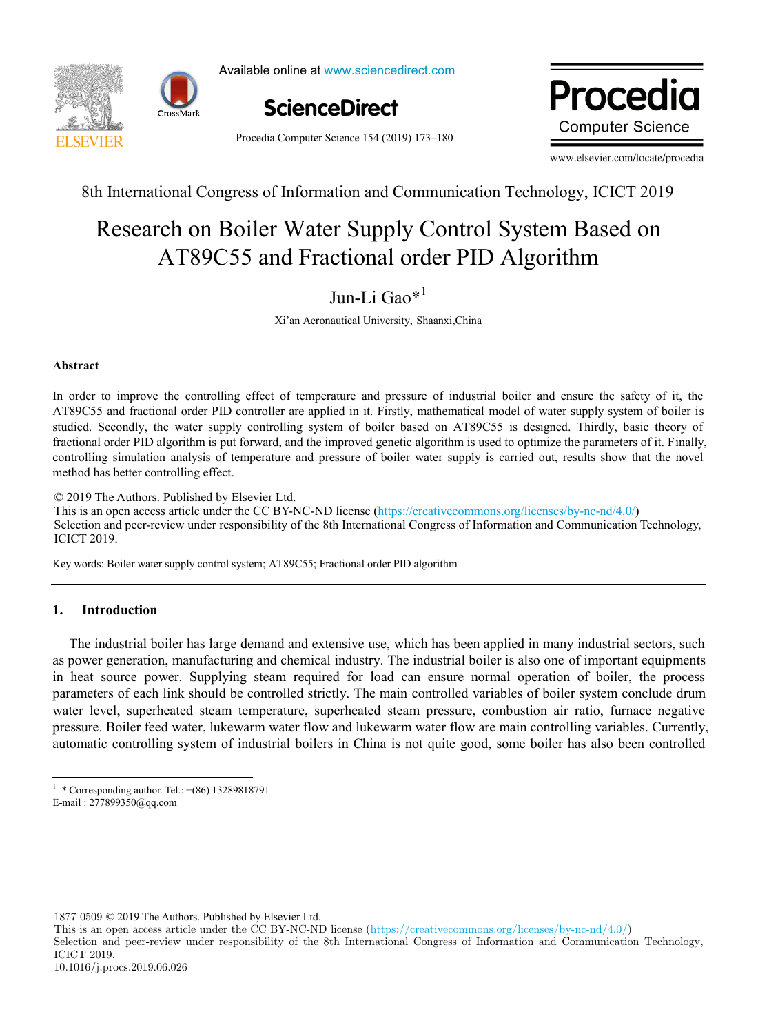8th International Congress of Information and Communication Technology, ICICT 2019

# Research on Boiler Water Supply Control System Based on AT89C55 and Fractional order PID Algorithm

Jun-Li Gao*[1]

Xi'an Aeronautical University, Shaanxi,China

## Abstract

In order to improve the controlling effect of temperature and pressure of industrial boiler and ensure the safety of it, the AT89C55 and fractional order PID controller are applied in it. Firstly, mathematical model of water supply system of boiler is studied. Secondly, the water supply controlling system of boiler based on AT89C55 is designed. Thirdly, basic theory of fractional order PID algorithm is put forward, and the improved genetic algorithm is used to optimize the parameters of it. Finally, controlling simulation analysis of temperature and pressure of boiler water supply is carried out, results show that the novel method has better controlling effect.

© 2019 The Authors. Published by Elsevier Ltd.
This is an open access article under the CC BY-NC-ND license (https://creativecommons.org/licenses/by-nc-nd/4.0/)
Selection and peer-review under responsibility of the 8th International Congress of Information and Communication Technology, ICICT 2019.

Key words: Boiler water supply control system; AT89C55; Fractional order PID algorithm

## 1. Introduction

The industrial boiler has large demand and extensive use, which has been applied in many industrial sectors, such as power generation, manufacturing and chemical industry. The industrial boiler is also one of important equipments in heat source power. Supplying steam required for load can ensure normal operation of boiler, the process parameters of each link should be controlled strictly. The main controlled variables of boiler system conclude drum water level, superheated steam temperature, superheated steam pressure, combustion air ratio, furnace negative pressure. Boiler feed water, lukewarm water flow and lukewarm water flow are main controlling variables. Currently, automatic controlling system of industrial boilers in China is not quite good, some boiler has also been controlled

[1] * Corresponding author. Tel.: +(86) 13289818791
E-mail : 277899350@qq.com

1877-0509 © 2019 The Authors. Published by Elsevier Ltd.
This is an open access article under the CC BY-NC-ND license (https://creativecommons.org/licenses/by-nc-nd/4.0/)
Selection and peer-review under responsibility of the 8th International Congress of Information and Communication Technology, ICICT 2019.
10.1016/j.procs.2019.06.026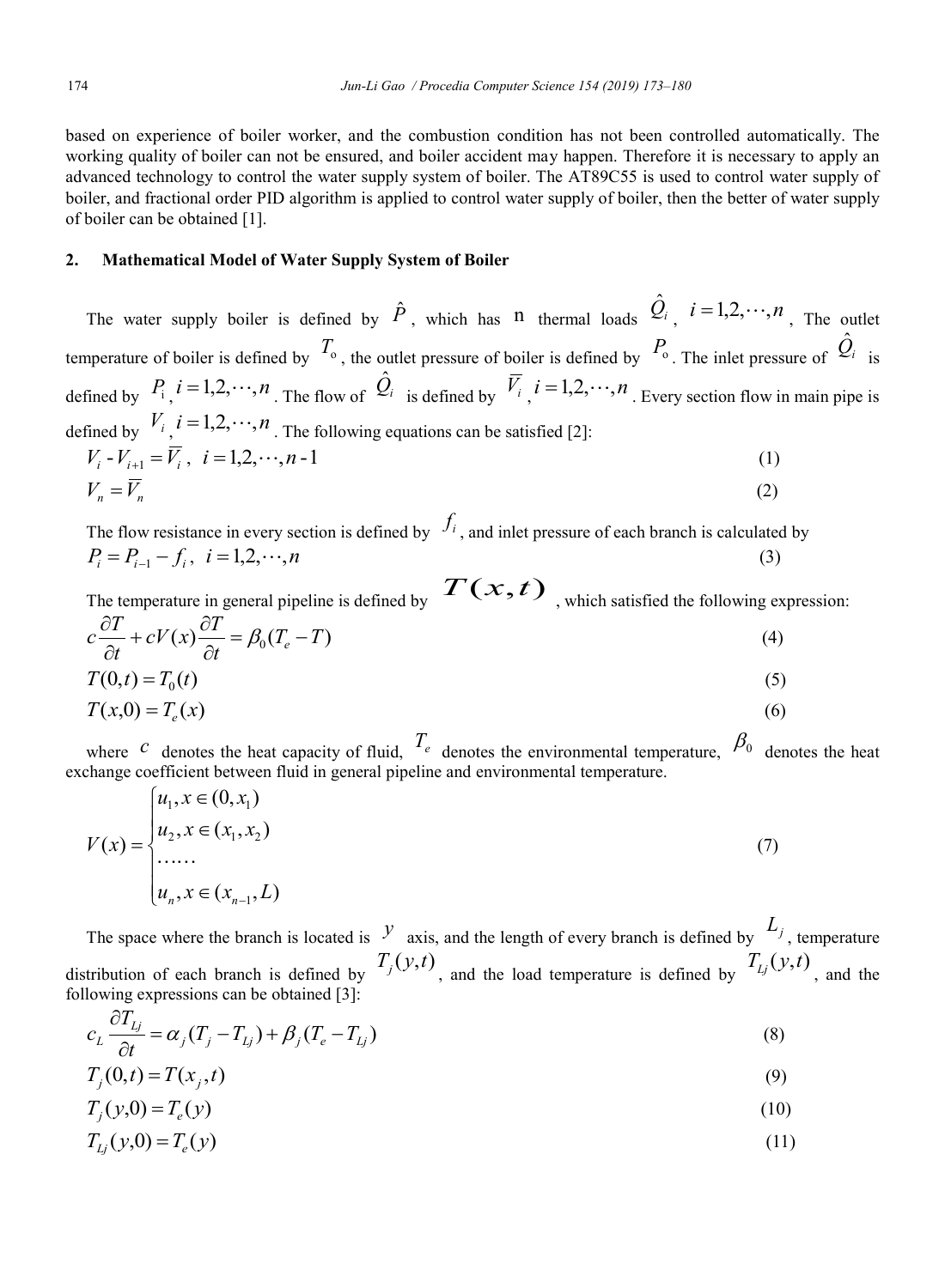based on experience of boiler worker, and the combustion condition has not been controlled automatically. The working quality of boiler can not be ensured, and boiler accident may happen. Therefore it is necessary to apply an advanced technology to control the water supply system of boiler. The AT89C55 is used to control water supply of boiler, and fractional order PID algorithm is applied to control water supply of boiler, then the better of water supply of boiler can be obtained [1].

## 2. Mathematical Model of Water Supply System of Boiler

The water supply boiler is defined by $\hat{P}$, which has n thermal loads $\hat{Q}_i$, $i = 1,2,\cdots,n$, The outlet temperature of boiler is defined by $T_o$, the outlet pressure of boiler is defined by $P_o$. The inlet pressure of $\hat{Q}_i$ is defined by $P_i$, $i = 1,2,\cdots,n$. The flow of $\hat{Q}_i$ is defined by $\overline{V}_i$, $i = 1,2,\cdots,n$. Every section flow in main pipe is defined by $V_i$, $i = 1,2,\cdots,n$. The following equations can be satisfied [2]:

$$V_i - V_{i+1} = \overline{V}_i, \quad i = 1,2,\cdots,n-1 \tag{1}$$

$$V_n = \overline{V}_n \tag{2}$$

The flow resistance in every section is defined by $f_i$, and inlet pressure of each branch is calculated by

$$P_i = P_{i-1} - f_i, \quad i = 1,2,\cdots,n \tag{3}$$

The temperature in general pipeline is defined by $T(x,t)$, which satisfied the following expression:

$$c\frac{\partial T}{\partial t} + cV(x)\frac{\partial T}{\partial t} = \beta_0(T_e - T) \tag{4}$$

$$T(0,t) = T_0(t) \tag{5}$$

$$T(x,0) = T_e(x) \tag{6}$$

where $c$ denotes the heat capacity of fluid, $T_e$ denotes the environmental temperature, $\beta_0$ denotes the heat exchange coefficient between fluid in general pipeline and environmental temperature.

$$V(x) = \begin{cases} u_1, x \in (0, x_1) \\ u_2, x \in (x_1, x_2) \\ \ldots\ldots \\ u_n, x \in (x_{n-1}, L) \end{cases} \tag{7}$$

The space where the branch is located is $y$ axis, and the length of every branch is defined by $L_j$, temperature distribution of each branch is defined by $T_j(y,t)$, and the load temperature is defined by $T_{Lj}(y,t)$, and the following expressions can be obtained [3]:

$$c_L \frac{\partial T_{Lj}}{\partial t} = \alpha_j(T_j - T_{Lj}) + \beta_j(T_e - T_{Lj}) \tag{8}$$

$$T_j(0,t) = T(x_j, t) \tag{9}$$

$$T_j(y,0) = T_e(y) \tag{10}$$

$$T_{Lj}(y,0) = T_e(y) \tag{11}$$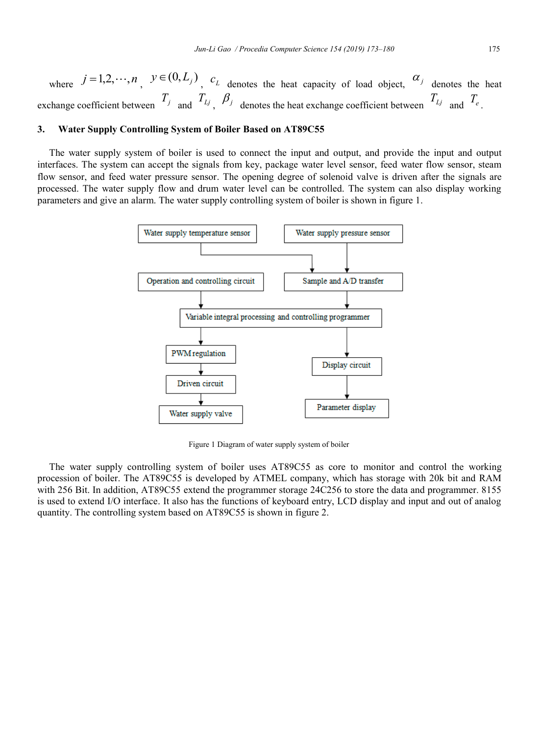where $j = 1,2,\cdots,n$, $y \in (0, L_j)$, $c_L$ denotes the heat capacity of load object, $\alpha_j$ denotes the heat exchange coefficient between $T_j$ and $T_{Lj}$, $\beta_j$ denotes the heat exchange coefficient between $T_{Lj}$ and $T_e$.

## 3. Water Supply Controlling System of Boiler Based on AT89C55

The water supply system of boiler is used to connect the input and output, and provide the input and output interfaces. The system can accept the signals from key, package water level sensor, feed water flow sensor, steam flow sensor, and feed water pressure sensor. The opening degree of solenoid valve is driven after the signals are processed. The water supply flow and drum water level can be controlled. The system can also display working parameters and give an alarm. The water supply controlling system of boiler is shown in figure 1.

Figure 1 Diagram of water supply system of boiler

The water supply controlling system of boiler uses AT89C55 as core to monitor and control the working procession of boiler. The AT89C55 is developed by ATMEL company, which has storage with 20k bit and RAM with 256 Bit. In addition, AT89C55 extend the programmer storage 24C256 to store the data and programmer. 8155 is used to extend I/O interface. It also has the functions of keyboard entry, LCD display and input and out of analog quantity. The controlling system based on AT89C55 is shown in figure 2.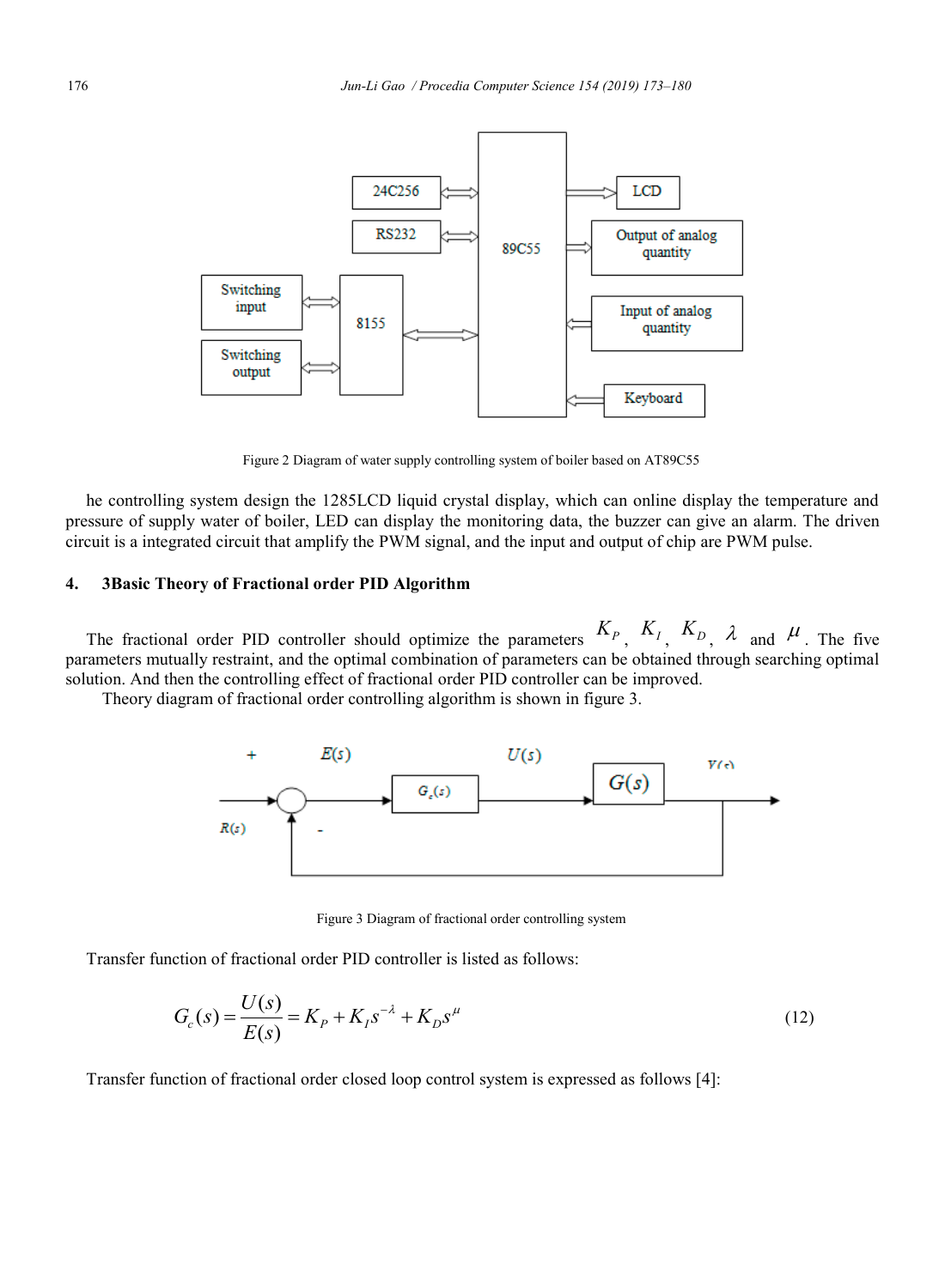Figure 2 Diagram of water supply controlling system of boiler based on AT89C55

he controlling system design the 1285LCD liquid crystal display, which can online display the temperature and pressure of supply water of boiler, LED can display the monitoring data, the buzzer can give an alarm. The driven circuit is a integrated circuit that amplify the PWM signal, and the input and output of chip are PWM pulse.

## 4. 3Basic Theory of Fractional order PID Algorithm

The fractional order PID controller should optimize the parameters $K_P$, $K_I$, $K_D$, $\lambda$ and $\mu$. The five parameters mutually restraint, and the optimal combination of parameters can be obtained through searching optimal solution. And then the controlling effect of fractional order PID controller can be improved.

Theory diagram of fractional order controlling algorithm is shown in figure 3.

Figure 3 Diagram of fractional order controlling system

Transfer function of fractional order PID controller is listed as follows:

$$G_c(s) = \frac{U(s)}{E(s)} = K_P + K_I s^{-\lambda} + K_D s^{\mu} \tag{12}$$

Transfer function of fractional order closed loop control system is expressed as follows [4]: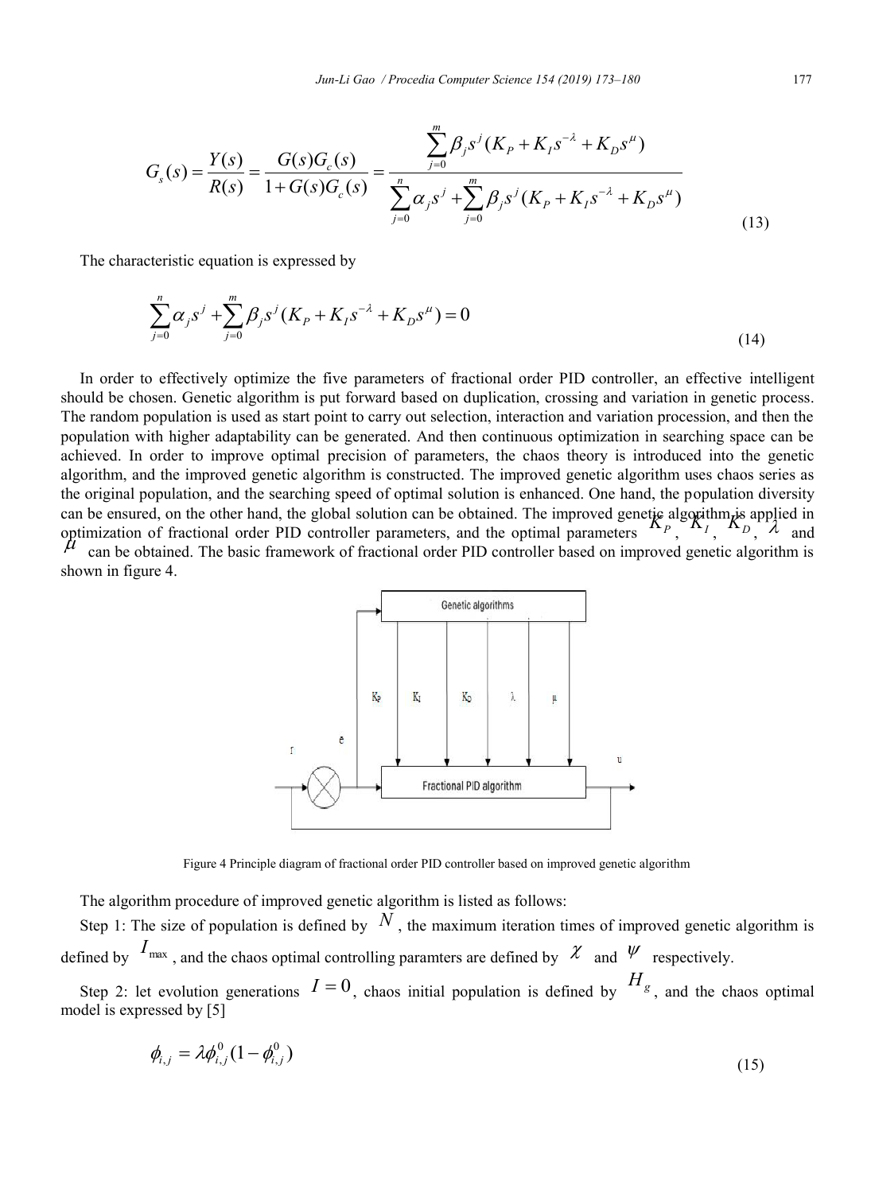$$G_s(s) = \frac{Y(s)}{R(s)} = \frac{G(s)G_c(s)}{1+G(s)G_c(s)} = \frac{\sum_{j=0}^{m} \beta_j s^j (K_P + K_I s^{-\lambda} + K_D s^{\mu})}{\sum_{j=0}^{n} \alpha_j s^j + \sum_{j=0}^{m} \beta_j s^j (K_P + K_I s^{-\lambda} + K_D s^{\mu})} \tag{13}$$

The characteristic equation is expressed by

$$\sum_{j=0}^{n} \alpha_j s^j + \sum_{j=0}^{m} \beta_j s^j (K_P + K_I s^{-\lambda} + K_D s^{\mu}) = 0 \tag{14}$$

In order to effectively optimize the five parameters of fractional order PID controller, an effective intelligent should be chosen. Genetic algorithm is put forward based on duplication, crossing and variation in genetic process. The random population is used as start point to carry out selection, interaction and variation procession, and then the population with higher adaptability can be generated. And then continuous optimization in searching space can be achieved. In order to improve optimal precision of parameters, the chaos theory is introduced into the genetic algorithm, and the improved genetic algorithm is constructed. The improved genetic algorithm uses chaos series as the original population, and the searching speed of optimal solution is enhanced. One hand, the population diversity can be ensured, on the other hand, the global solution can be obtained. The improved genetic algorithm is applied in optimization of fractional order PID controller parameters, and the optimal parameters $K_P$, $K_I$, $K_D$, $\lambda$ and $\mu$ can be obtained. The basic framework of fractional order PID controller based on improved genetic algorithm is shown in figure 4.

Figure 4 Principle diagram of fractional order PID controller based on improved genetic algorithm

The algorithm procedure of improved genetic algorithm is listed as follows:

Step 1: The size of population is defined by $N$, the maximum iteration times of improved genetic algorithm is defined by $I_{\max}$, and the chaos optimal controlling paramters are defined by $\chi$ and $\psi$ respectively.

Step 2: let evolution generations $I = 0$, chaos initial population is defined by $H_g$, and the chaos optimal model is expressed by [5]

$$\phi_{i,j} = \lambda \phi_{i,j}^{0}(1 - \phi_{i,j}^{0}) \tag{15}$$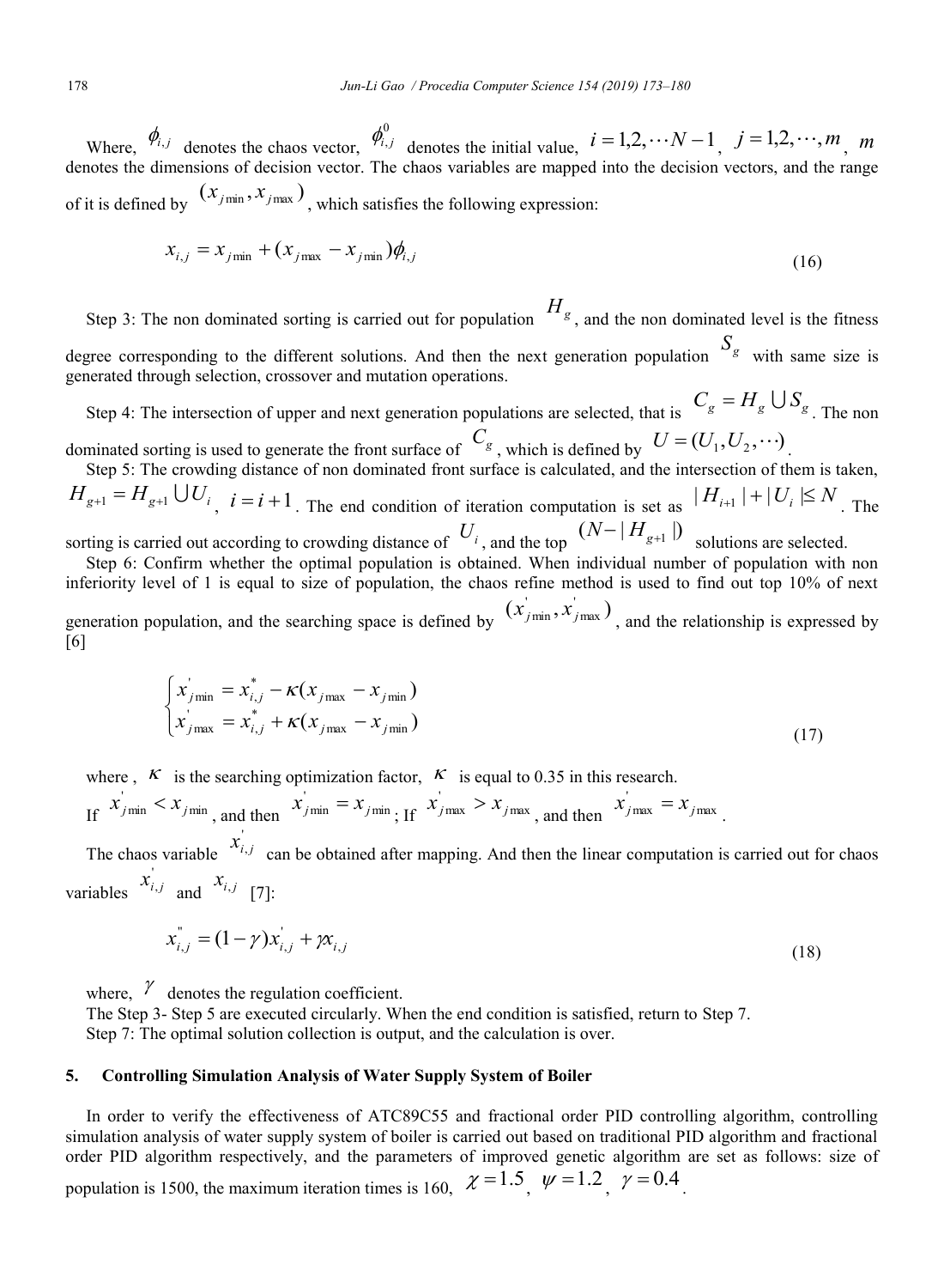Where, $\phi_{i,j}$ denotes the chaos vector, $\phi_{i,j}^0$ denotes the initial value, $i = 1,2,\cdots N-1$, $j = 1,2,\cdots,m$, $m$ denotes the dimensions of decision vector. The chaos variables are mapped into the decision vectors, and the range of it is defined by $(x_{j\min}, x_{j\max})$, which satisfies the following expression:

$$x_{i,j} = x_{j\min} + (x_{j\max} - x_{j\min})\phi_{i,j} \tag{16}$$

Step 3: The non dominated sorting is carried out for population $H_g$, and the non dominated level is the fitness degree corresponding to the different solutions. And then the next generation population $S_g$ with same size is generated through selection, crossover and mutation operations.

Step 4: The intersection of upper and next generation populations are selected, that is $C_g = H_g \bigcup S_g$. The non dominated sorting is used to generate the front surface of $C_g$, which is defined by $U = (U_1, U_2, \cdots)$.

Step 5: The crowding distance of non dominated front surface is calculated, and the intersection of them is taken, $H_{g+1} = H_{g+1} \bigcup U_i$, $i = i+1$. The end condition of iteration computation is set as $|H_{i+1}| + |U_i| \leq N$. The sorting is carried out according to crowding distance of $U_i$, and the top $(N - |H_{g+1}|)$ solutions are selected.

Step 6: Confirm whether the optimal population is obtained. When individual number of population with non inferiority level of 1 is equal to size of population, the chaos refine method is used to find out top 10% of next generation population, and the searching space is defined by $(x'_{j\min}, x'_{j\max})$, and the relationship is expressed by [6]

$$\begin{cases} x'_{j\min} = x^*_{i,j} - \kappa(x_{j\max} - x_{j\min}) \\ x'_{j\max} = x^*_{i,j} + \kappa(x_{j\max} - x_{j\min}) \end{cases} \tag{17}$$

where , $\kappa$ is the searching optimization factor, $\kappa$ is equal to 0.35 in this research.

If $x'_{j\min} < x_{j\min}$, and then $x'_{j\min} = x_{j\min}$; If $x'_{j\max} > x_{j\max}$, and then $x'_{j\max} = x_{j\max}$.

The chaos variable $x'_{i,j}$ can be obtained after mapping. And then the linear computation is carried out for chaos variables $x'_{i,j}$ and $x_{i,j}$ [7]:

$$x''_{i,j} = (1-\gamma)x'_{i,j} + \gamma x_{i,j} \tag{18}$$

where, $\gamma$ denotes the regulation coefficient.

The Step 3- Step 5 are executed circularly. When the end condition is satisfied, return to Step 7.

Step 7: The optimal solution collection is output, and the calculation is over.

## 5. Controlling Simulation Analysis of Water Supply System of Boiler

In order to verify the effectiveness of ATC89C55 and fractional order PID controlling algorithm, controlling simulation analysis of water supply system of boiler is carried out based on traditional PID algorithm and fractional order PID algorithm respectively, and the parameters of improved genetic algorithm are set as follows: size of population is 1500, the maximum iteration times is 160, $\chi = 1.5$, $\psi = 1.2$, $\gamma = 0.4$.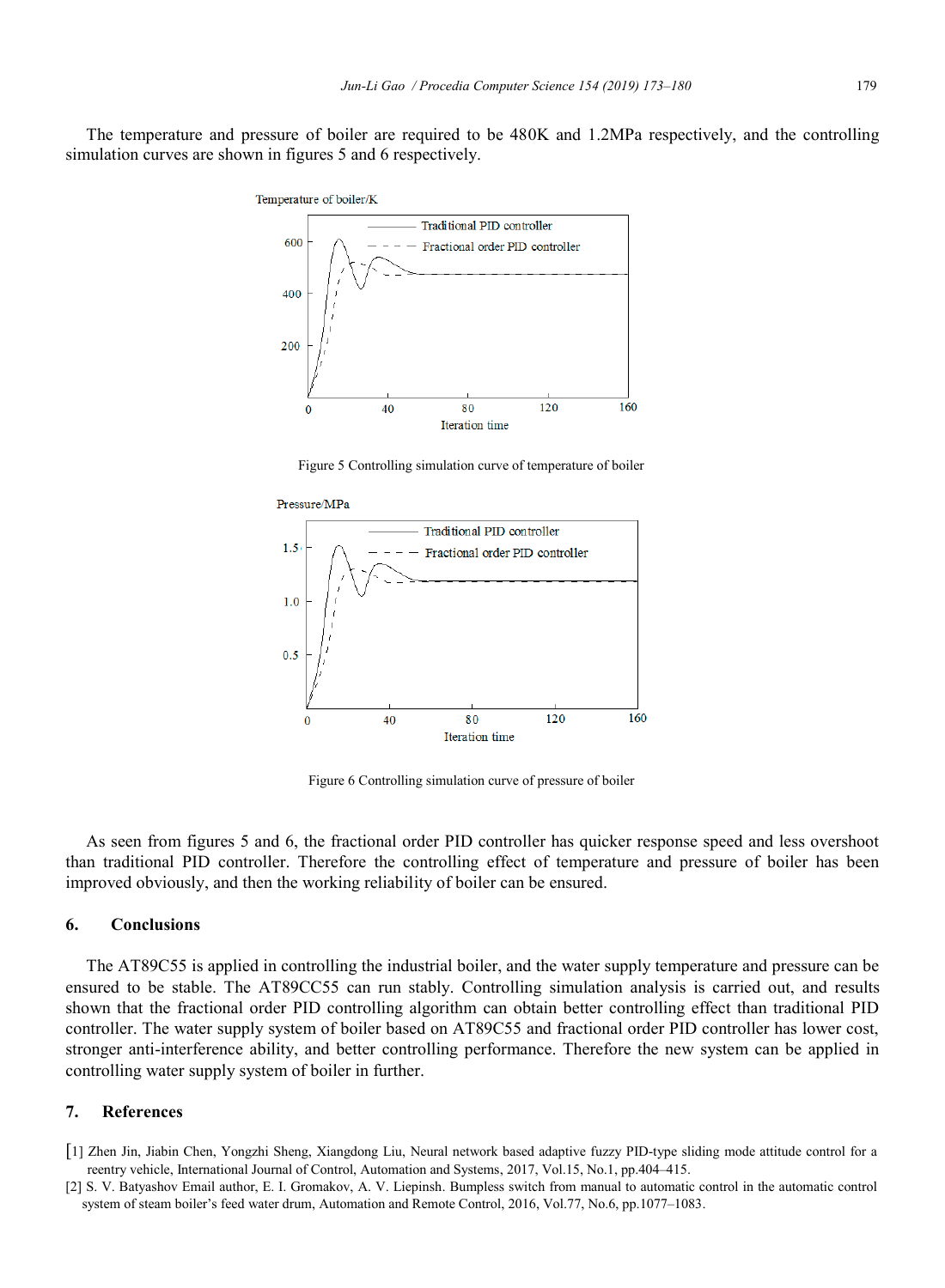The temperature and pressure of boiler are required to be 480K and 1.2MPa respectively, and the controlling simulation curves are shown in figures 5 and 6 respectively.

Figure 5 Controlling simulation curve of temperature of boiler

Figure 6 Controlling simulation curve of pressure of boiler

As seen from figures 5 and 6, the fractional order PID controller has quicker response speed and less overshoot than traditional PID controller. Therefore the controlling effect of temperature and pressure of boiler has been improved obviously, and then the working reliability of boiler can be ensured.

## 6. Conclusions

The AT89C55 is applied in controlling the industrial boiler, and the water supply temperature and pressure can be ensured to be stable. The AT89CC55 can run stably. Controlling simulation analysis is carried out, and results shown that the fractional order PID controlling algorithm can obtain better controlling effect than traditional PID controller. The water supply system of boiler based on AT89C55 and fractional order PID controller has lower cost, stronger anti-interference ability, and better controlling performance. Therefore the new system can be applied in controlling water supply system of boiler in further.

## 7. References

[1] Zhen Jin, Jiabin Chen, Yongzhi Sheng, Xiangdong Liu, Neural network based adaptive fuzzy PID-type sliding mode attitude control for a reentry vehicle, International Journal of Control, Automation and Systems, 2017, Vol.15, No.1, pp.404–415.

[2] S. V. Batyashov Email author, E. I. Gromakov, A. V. Liepinsh. Bumpless switch from manual to automatic control in the automatic control system of steam boiler's feed water drum, Automation and Remote Control, 2016, Vol.77, No.6, pp.1077–1083.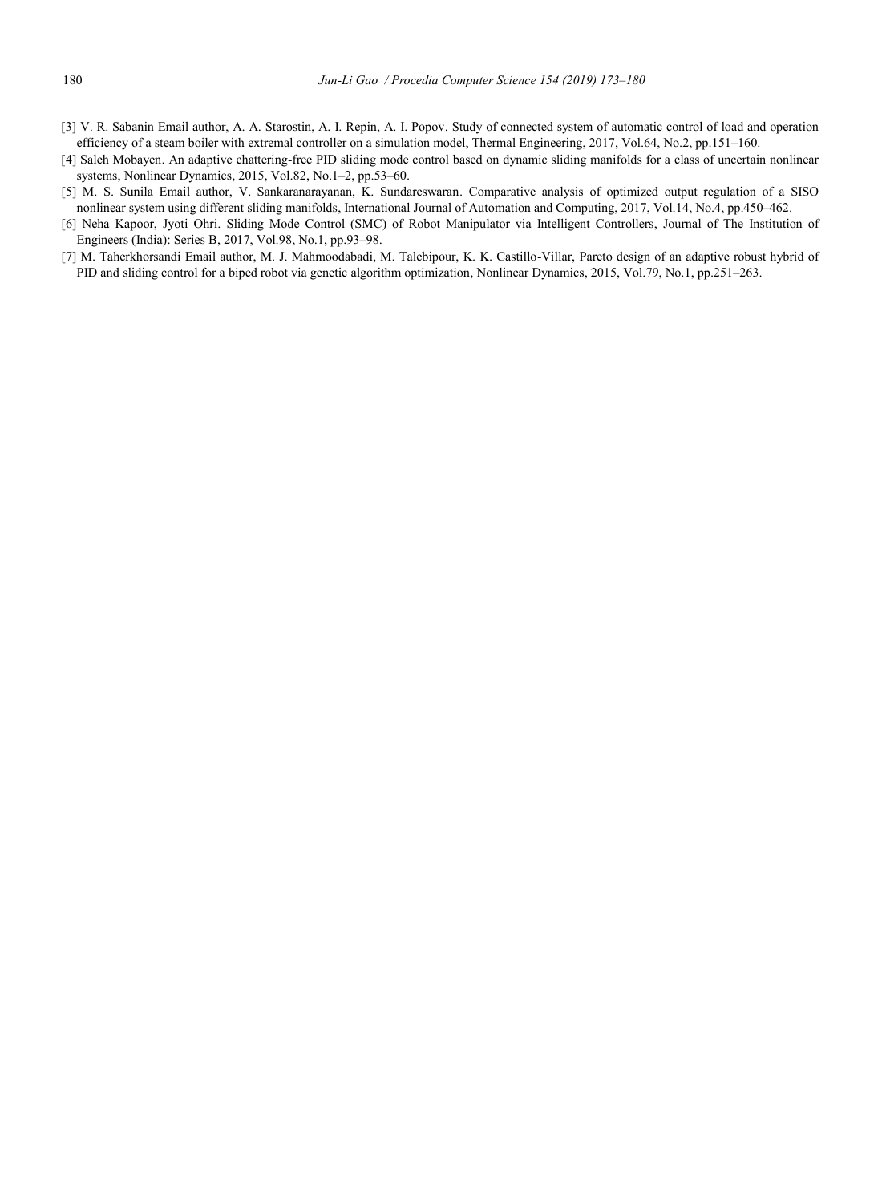[3] V. R. Sabanin Email author, A. A. Starostin, A. I. Repin, A. I. Popov. Study of connected system of automatic control of load and operation efficiency of a steam boiler with extremal controller on a simulation model, Thermal Engineering, 2017, Vol.64, No.2, pp.151–160.

[4] Saleh Mobayen. An adaptive chattering-free PID sliding mode control based on dynamic sliding manifolds for a class of uncertain nonlinear systems, Nonlinear Dynamics, 2015, Vol.82, No.1–2, pp.53–60.

[5] M. S. Sunila Email author, V. Sankaranarayanan, K. Sundareswaran. Comparative analysis of optimized output regulation of a SISO nonlinear system using different sliding manifolds, International Journal of Automation and Computing, 2017, Vol.14, No.4, pp.450–462.

[6] Neha Kapoor, Jyoti Ohri. Sliding Mode Control (SMC) of Robot Manipulator via Intelligent Controllers, Journal of The Institution of Engineers (India): Series B, 2017, Vol.98, No.1, pp.93–98.

[7] M. Taherkhorsandi Email author, M. J. Mahmoodabadi, M. Talebipour, K. K. Castillo-Villar, Pareto design of an adaptive robust hybrid of PID and sliding control for a biped robot via genetic algorithm optimization, Nonlinear Dynamics, 2015, Vol.79, No.1, pp.251–263.